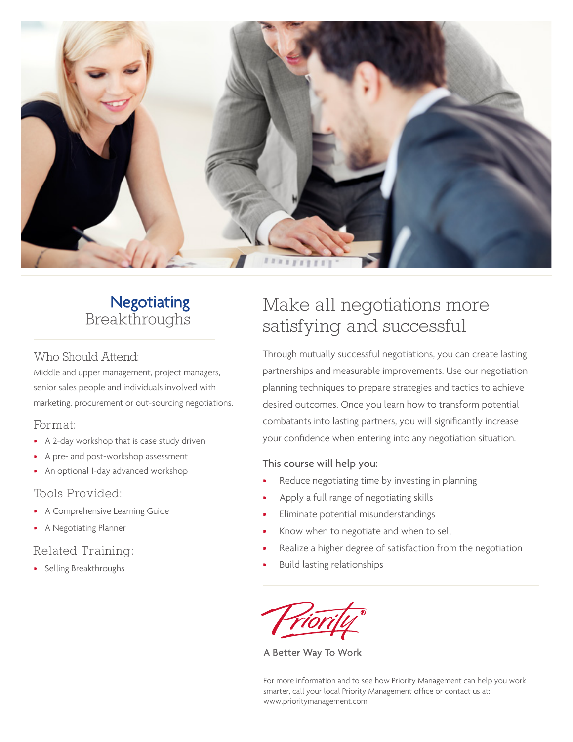# Negotiating Breakthroughs

### Who Should Attend:

Middle and upper management, project managers, senior sales people and individuals involved with marketing, procurement or out-sourcing negotiations.

### Format:

- A 2-day workshop that is case study driven
- A pre- and post-workshop assessment
- An optional 1-day advanced workshop

### Tools Provided:

- A Comprehensive Learning Guide
- A Negotiating Planner

### Related Training:

- Selling Breakthroughs

## Make all negotiations more satisfying and successful

Through mutually successful negotiations, you can create lasting partnerships and measurable improvements. Use our negotiation-planning techniques to prepare strategies and tactics to achieve desired outcomes. Once you learn how to transform potential combatants into lasting partners, you will significantly increase your confidence when entering into any negotiation situation.

This course will help you:

- Reduce negotiating time by investing in planning
- Apply a full range of negotiating skills
- Eliminate potential misunderstandings
- Know when to negotiate and when to sell
- Realize a higher degree of satisfaction from the negotiation
- Build lasting relationships

Priority®

A Better Way To Work

For more information and to see how Priority Management can help you work smarter, call your local Priority Management office or contact us at: www.prioritymanagement.com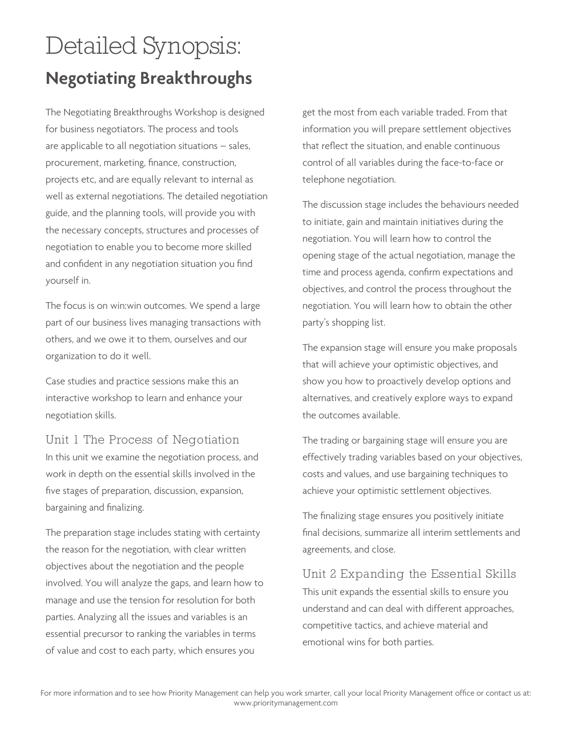# Detailed Synopsis:

## Negotiating Breakthroughs

The Negotiating Breakthroughs Workshop is designed for business negotiators. The process and tools are applicable to all negotiation situations – sales, procurement, marketing, finance, construction, projects etc, and are equally relevant to internal as well as external negotiations. The detailed negotiation guide, and the planning tools, will provide you with the necessary concepts, structures and processes of negotiation to enable you to become more skilled and confident in any negotiation situation you find yourself in.

The focus is on win:win outcomes. We spend a large part of our business lives managing transactions with others, and we owe it to them, ourselves and our organization to do it well.

Case studies and practice sessions make this an interactive workshop to learn and enhance your negotiation skills.

### Unit 1 The Process of Negotiation

In this unit we examine the negotiation process, and work in depth on the essential skills involved in the five stages of preparation, discussion, expansion, bargaining and finalizing.

The preparation stage includes stating with certainty the reason for the negotiation, with clear written objectives about the negotiation and the people involved. You will analyze the gaps, and learn how to manage and use the tension for resolution for both parties. Analyzing all the issues and variables is an essential precursor to ranking the variables in terms of value and cost to each party, which ensures you get the most from each variable traded. From that information you will prepare settlement objectives that reflect the situation, and enable continuous control of all variables during the face-to-face or telephone negotiation.

The discussion stage includes the behaviours needed to initiate, gain and maintain initiatives during the negotiation. You will learn how to control the opening stage of the actual negotiation, manage the time and process agenda, confirm expectations and objectives, and control the process throughout the negotiation. You will learn how to obtain the other party's shopping list.

The expansion stage will ensure you make proposals that will achieve your optimistic objectives, and show you how to proactively develop options and alternatives, and creatively explore ways to expand the outcomes available.

The trading or bargaining stage will ensure you are effectively trading variables based on your objectives, costs and values, and use bargaining techniques to achieve your optimistic settlement objectives.

The finalizing stage ensures you positively initiate final decisions, summarize all interim settlements and agreements, and close.

### Unit 2 Expanding the Essential Skills

This unit expands the essential skills to ensure you understand and can deal with different approaches, competitive tactics, and achieve material and emotional wins for both parties.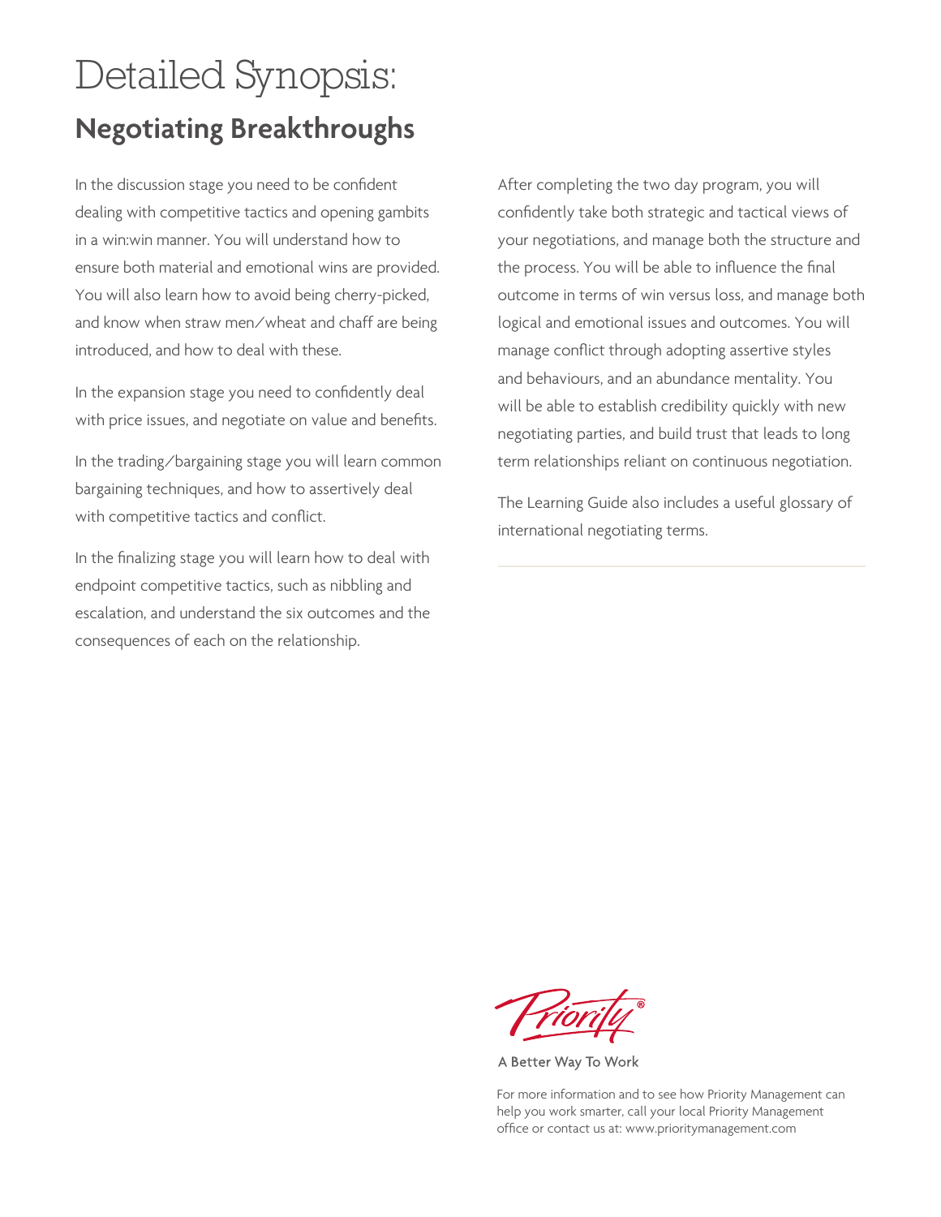# Detailed Synopsis:

## Negotiating Breakthroughs

In the discussion stage you need to be confident dealing with competitive tactics and opening gambits in a win:win manner. You will understand how to ensure both material and emotional wins are provided. You will also learn how to avoid being cherry-picked, and know when straw men/wheat and chaff are being introduced, and how to deal with these.

In the expansion stage you need to confidently deal with price issues, and negotiate on value and benefits.

In the trading/bargaining stage you will learn common bargaining techniques, and how to assertively deal with competitive tactics and conflict.

In the finalizing stage you will learn how to deal with endpoint competitive tactics, such as nibbling and escalation, and understand the six outcomes and the consequences of each on the relationship.

After completing the two day program, you will confidently take both strategic and tactical views of your negotiations, and manage both the structure and the process. You will be able to influence the final outcome in terms of win versus loss, and manage both logical and emotional issues and outcomes. You will manage conflict through adopting assertive styles and behaviours, and an abundance mentality. You will be able to establish credibility quickly with new negotiating parties, and build trust that leads to long term relationships reliant on continuous negotiation.

The Learning Guide also includes a useful glossary of international negotiating terms.

Priority®

A Better Way To Work

For more information and to see how Priority Management can help you work smarter, call your local Priority Management office or contact us at: www.prioritymanagement.com